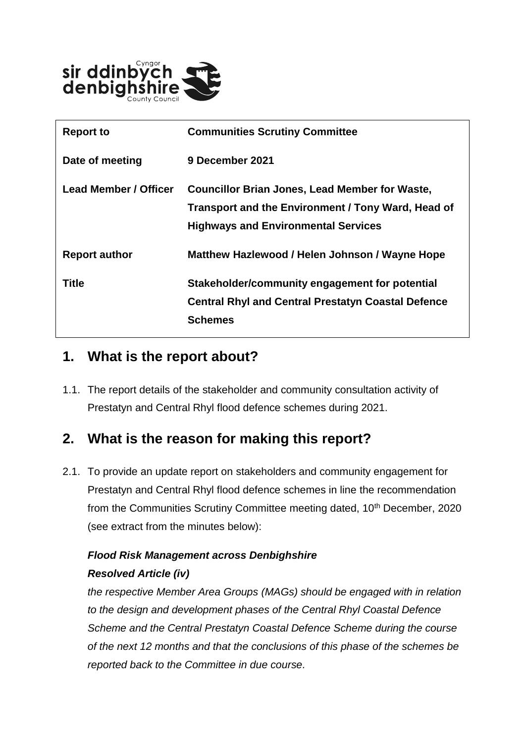| Report to | Communities Scrutiny Committee |
|---|---|
| Date of meeting | 9 December 2021 |
| Lead Member / Officer | Councillor Brian Jones, Lead Member for Waste, Transport and the Environment / Tony Ward, Head of Highways and Environmental Services |
| Report author | Matthew Hazlewood / Helen Johnson / Wayne Hope |
| Title | Stakeholder/community engagement for potential Central Rhyl and Central Prestatyn Coastal Defence Schemes |

## 1. What is the report about?

1.1. The report details of the stakeholder and community consultation activity of Prestatyn and Central Rhyl flood defence schemes during 2021.

## 2. What is the reason for making this report?

2.1. To provide an update report on stakeholders and community engagement for Prestatyn and Central Rhyl flood defence schemes in line the recommendation from the Communities Scrutiny Committee meeting dated, 10th December, 2020 (see extract from the minutes below):

***Flood Risk Management across Denbighshire***
***Resolved Article (iv)***

*the respective Member Area Groups (MAGs) should be engaged with in relation to the design and development phases of the Central Rhyl Coastal Defence Scheme and the Central Prestatyn Coastal Defence Scheme during the course of the next 12 months and that the conclusions of this phase of the schemes be reported back to the Committee in due course.*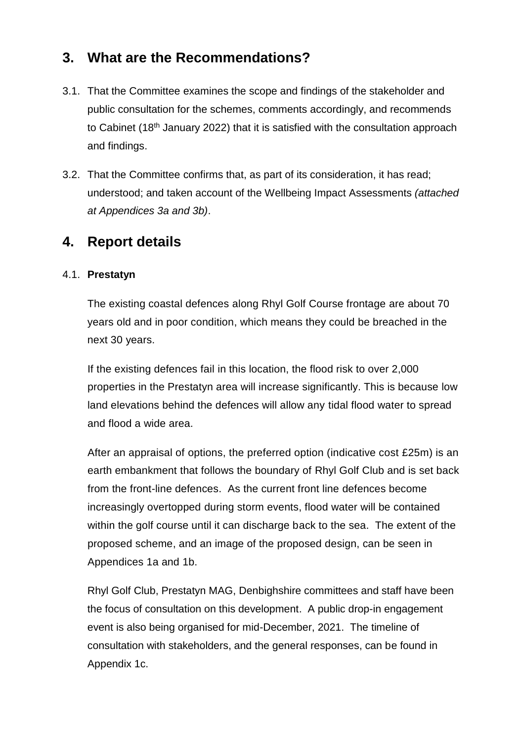## 3. What are the Recommendations?

3.1. That the Committee examines the scope and findings of the stakeholder and public consultation for the schemes, comments accordingly, and recommends to Cabinet (18th January 2022) that it is satisfied with the consultation approach and findings.

3.2. That the Committee confirms that, as part of its consideration, it has read; understood; and taken account of the Wellbeing Impact Assessments *(attached at Appendices 3a and 3b)*.

## 4. Report details

4.1. **Prestatyn**

The existing coastal defences along Rhyl Golf Course frontage are about 70 years old and in poor condition, which means they could be breached in the next 30 years.

If the existing defences fail in this location, the flood risk to over 2,000 properties in the Prestatyn area will increase significantly. This is because low land elevations behind the defences will allow any tidal flood water to spread and flood a wide area.

After an appraisal of options, the preferred option (indicative cost £25m) is an earth embankment that follows the boundary of Rhyl Golf Club and is set back from the front-line defences. As the current front line defences become increasingly overtopped during storm events, flood water will be contained within the golf course until it can discharge back to the sea. The extent of the proposed scheme, and an image of the proposed design, can be seen in Appendices 1a and 1b.

Rhyl Golf Club, Prestatyn MAG, Denbighshire committees and staff have been the focus of consultation on this development. A public drop-in engagement event is also being organised for mid-December, 2021. The timeline of consultation with stakeholders, and the general responses, can be found in Appendix 1c.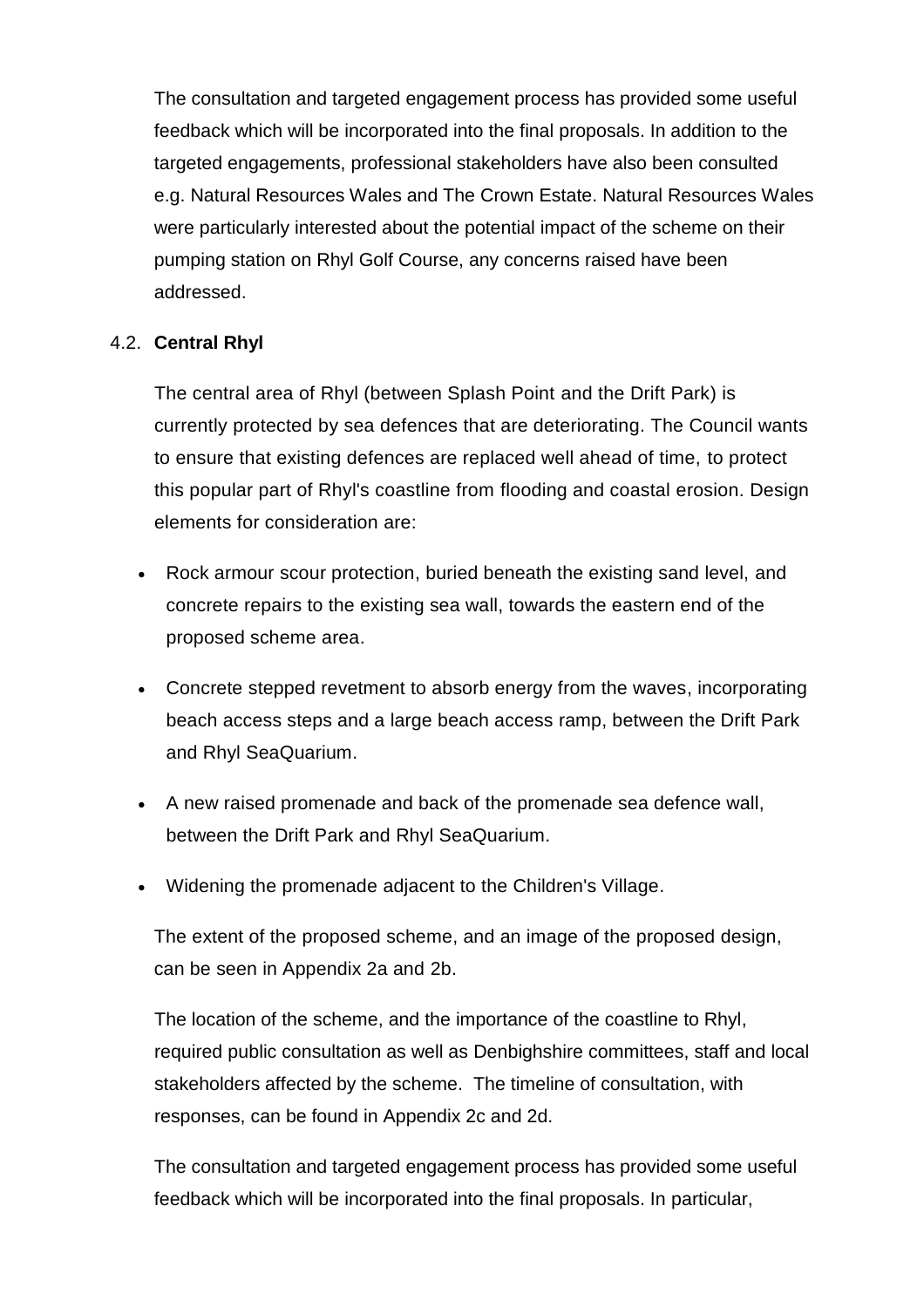The consultation and targeted engagement process has provided some useful feedback which will be incorporated into the final proposals. In addition to the targeted engagements, professional stakeholders have also been consulted e.g. Natural Resources Wales and The Crown Estate. Natural Resources Wales were particularly interested about the potential impact of the scheme on their pumping station on Rhyl Golf Course, any concerns raised have been addressed.

4.2. **Central Rhyl**

The central area of Rhyl (between Splash Point and the Drift Park) is currently protected by sea defences that are deteriorating. The Council wants to ensure that existing defences are replaced well ahead of time, to protect this popular part of Rhyl's coastline from flooding and coastal erosion. Design elements for consideration are:

- Rock armour scour protection, buried beneath the existing sand level, and concrete repairs to the existing sea wall, towards the eastern end of the proposed scheme area.
- Concrete stepped revetment to absorb energy from the waves, incorporating beach access steps and a large beach access ramp, between the Drift Park and Rhyl SeaQuarium.
- A new raised promenade and back of the promenade sea defence wall, between the Drift Park and Rhyl SeaQuarium.
- Widening the promenade adjacent to the Children's Village.

The extent of the proposed scheme, and an image of the proposed design, can be seen in Appendix 2a and 2b.

The location of the scheme, and the importance of the coastline to Rhyl, required public consultation as well as Denbighshire committees, staff and local stakeholders affected by the scheme. The timeline of consultation, with responses, can be found in Appendix 2c and 2d.

The consultation and targeted engagement process has provided some useful feedback which will be incorporated into the final proposals. In particular,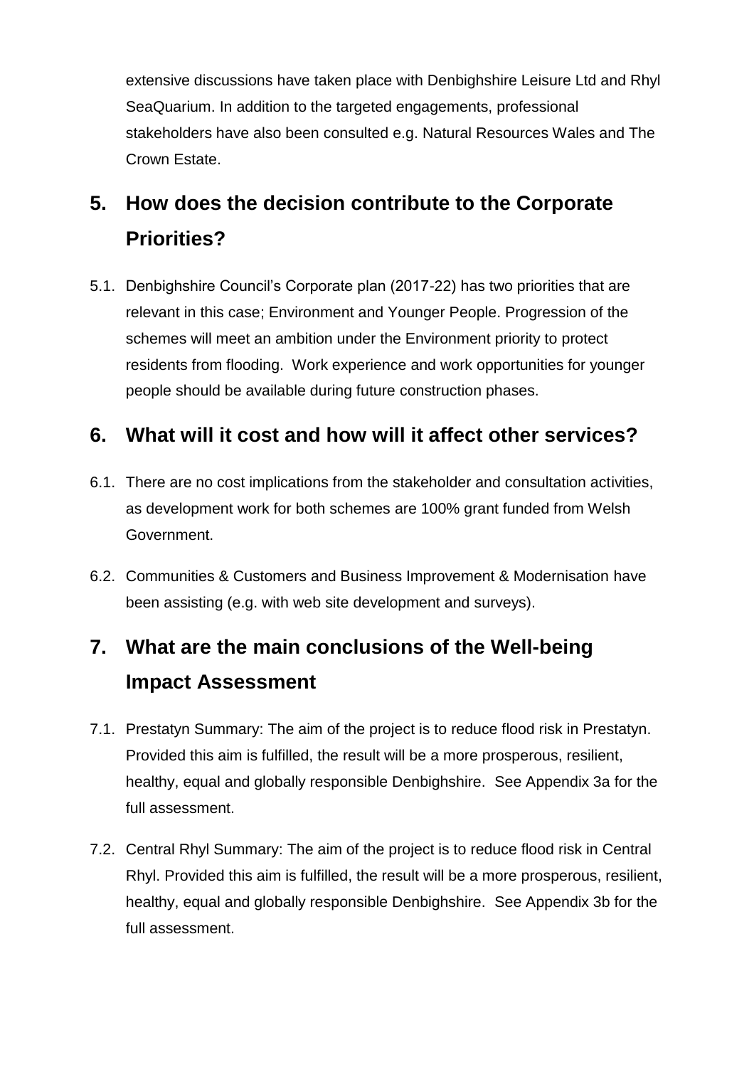extensive discussions have taken place with Denbighshire Leisure Ltd and Rhyl SeaQuarium. In addition to the targeted engagements, professional stakeholders have also been consulted e.g. Natural Resources Wales and The Crown Estate.

## 5. How does the decision contribute to the Corporate Priorities?

5.1. Denbighshire Council's Corporate plan (2017-22) has two priorities that are relevant in this case; Environment and Younger People. Progression of the schemes will meet an ambition under the Environment priority to protect residents from flooding. Work experience and work opportunities for younger people should be available during future construction phases.

## 6. What will it cost and how will it affect other services?

6.1. There are no cost implications from the stakeholder and consultation activities, as development work for both schemes are 100% grant funded from Welsh Government.

6.2. Communities & Customers and Business Improvement & Modernisation have been assisting (e.g. with web site development and surveys).

## 7. What are the main conclusions of the Well-being Impact Assessment

7.1. Prestatyn Summary: The aim of the project is to reduce flood risk in Prestatyn. Provided this aim is fulfilled, the result will be a more prosperous, resilient, healthy, equal and globally responsible Denbighshire. See Appendix 3a for the full assessment.

7.2. Central Rhyl Summary: The aim of the project is to reduce flood risk in Central Rhyl. Provided this aim is fulfilled, the result will be a more prosperous, resilient, healthy, equal and globally responsible Denbighshire. See Appendix 3b for the full assessment.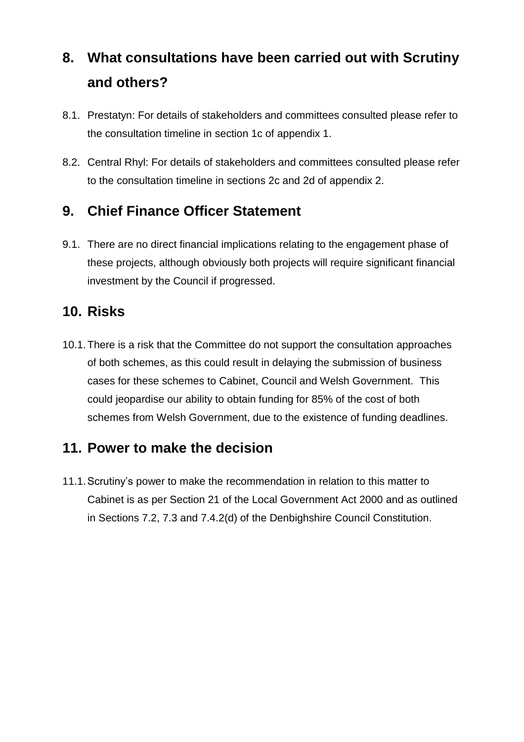## 8. What consultations have been carried out with Scrutiny and others?

8.1. Prestatyn: For details of stakeholders and committees consulted please refer to the consultation timeline in section 1c of appendix 1.

8.2. Central Rhyl: For details of stakeholders and committees consulted please refer to the consultation timeline in sections 2c and 2d of appendix 2.

## 9. Chief Finance Officer Statement

9.1. There are no direct financial implications relating to the engagement phase of these projects, although obviously both projects will require significant financial investment by the Council if progressed.

## 10. Risks

10.1. There is a risk that the Committee do not support the consultation approaches of both schemes, as this could result in delaying the submission of business cases for these schemes to Cabinet, Council and Welsh Government. This could jeopardise our ability to obtain funding for 85% of the cost of both schemes from Welsh Government, due to the existence of funding deadlines.

## 11. Power to make the decision

11.1. Scrutiny's power to make the recommendation in relation to this matter to Cabinet is as per Section 21 of the Local Government Act 2000 and as outlined in Sections 7.2, 7.3 and 7.4.2(d) of the Denbighshire Council Constitution.